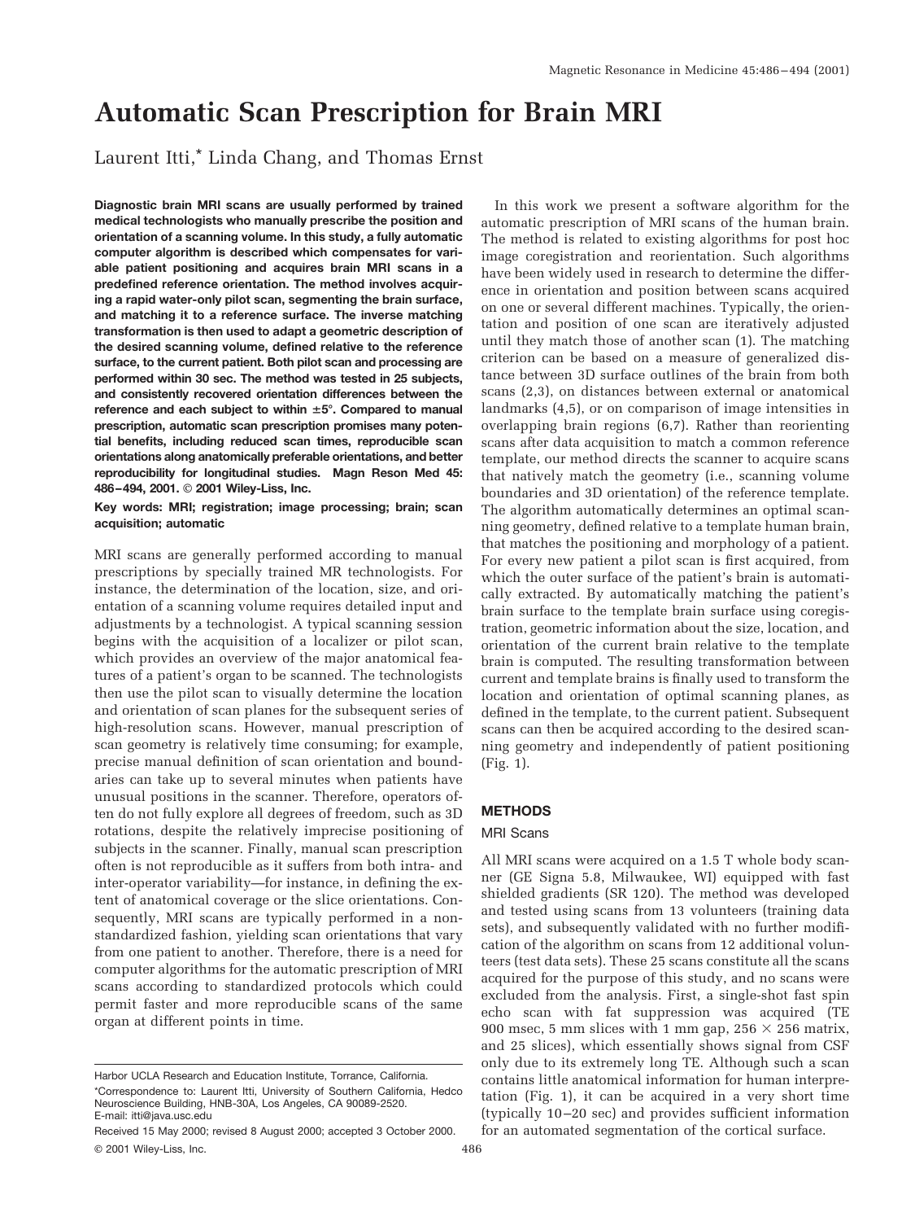// Magnetic Resonance in Medicine 45:486–494 (2001)

# Automatic Scan Prescription for Brain MRI

Laurent Itti,* Linda Chang, and Thomas Ernst

**Diagnostic brain MRI scans are usually performed by trained medical technologists who manually prescribe the position and orientation of a scanning volume. In this study, a fully automatic computer algorithm is described which compensates for variable patient positioning and acquires brain MRI scans in a predefined reference orientation. The method involves acquiring a rapid water-only pilot scan, segmenting the brain surface, and matching it to a reference surface. The inverse matching transformation is then used to adapt a geometric description of the desired scanning volume, defined relative to the reference surface, to the current patient. Both pilot scan and processing are performed within 30 sec. The method was tested in 25 subjects, and consistently recovered orientation differences between the reference and each subject to within ±5°. Compared to manual prescription, automatic scan prescription promises many potential benefits, including reduced scan times, reproducible scan orientations along anatomically preferable orientations, and better reproducibility for longitudinal studies. Magn Reson Med 45: 486–494, 2001. © 2001 Wiley-Liss, Inc.**

**Key words: MRI; registration; image processing; brain; scan acquisition; automatic**

MRI scans are generally performed according to manual prescriptions by specially trained MR technologists. For instance, the determination of the location, size, and orientation of a scanning volume requires detailed input and adjustments by a technologist. A typical scanning session begins with the acquisition of a localizer or pilot scan, which provides an overview of the major anatomical features of a patient's organ to be scanned. The technologists then use the pilot scan to visually determine the location and orientation of scan planes for the subsequent series of high-resolution scans. However, manual prescription of scan geometry is relatively time consuming; for example, precise manual definition of scan orientation and boundaries can take up to several minutes when patients have unusual positions in the scanner. Therefore, operators often do not fully explore all degrees of freedom, such as 3D rotations, despite the relatively imprecise positioning of subjects in the scanner. Finally, manual scan prescription often is not reproducible as it suffers from both intra- and inter-operator variability—for instance, in defining the extent of anatomical coverage or the slice orientations. Consequently, MRI scans are typically performed in a nonstandardized fashion, yielding scan orientations that vary from one patient to another. Therefore, there is a need for computer algorithms for the automatic prescription of MRI scans according to standardized protocols which could permit faster and more reproducible scans of the same organ at different points in time.

In this work we present a software algorithm for the automatic prescription of MRI scans of the human brain. The method is related to existing algorithms for post hoc image coregistration and reorientation. Such algorithms have been widely used in research to determine the difference in orientation and position between scans acquired on one or several different machines. Typically, the orientation and position of one scan are iteratively adjusted until they match those of another scan (1). The matching criterion can be based on a measure of generalized distance between 3D surface outlines of the brain from both scans (2,3), on distances between external or anatomical landmarks (4,5), or on comparison of image intensities in overlapping brain regions (6,7). Rather than reorienting scans after data acquisition to match a common reference template, our method directs the scanner to acquire scans that natively match the geometry (i.e., scanning volume boundaries and 3D orientation) of the reference template. The algorithm automatically determines an optimal scanning geometry, defined relative to a template human brain, that matches the positioning and morphology of a patient. For every new patient a pilot scan is first acquired, from which the outer surface of the patient's brain is automatically extracted. By automatically matching the patient's brain surface to the template brain surface using coregistration, geometric information about the size, location, and orientation of the current brain relative to the template brain is computed. The resulting transformation between current and template brains is finally used to transform the location and orientation of optimal scanning planes, as defined in the template, to the current patient. Subsequent scans can then be acquired according to the desired scanning geometry and independently of patient positioning (Fig. 1).

## METHODS

### MRI Scans

All MRI scans were acquired on a 1.5 T whole body scanner (GE Signa 5.8, Milwaukee, WI) equipped with fast shielded gradients (SR 120). The method was developed and tested using scans from 13 volunteers (training data sets), and subsequently validated with no further modification of the algorithm on scans from 12 additional volunteers (test data sets). These 25 scans constitute all the scans acquired for the purpose of this study, and no scans were excluded from the analysis. First, a single-shot fast spin echo scan with fat suppression was acquired (TE 900 msec, 5 mm slices with 1 mm gap, 256 × 256 matrix, and 25 slices), which essentially shows signal from CSF only due to its extremely long TE. Although such a scan contains little anatomical information for human interpretation (Fig. 1), it can be acquired in a very short time (typically 10–20 sec) and provides sufficient information for an automated segmentation of the cortical surface.

Harbor UCLA Research and Education Institute, Torrance, California.

*Correspondence to: Laurent Itti, University of Southern California, Hedco Neuroscience Building, HNB-30A, Los Angeles, CA 90089-2520. E-mail: itti@java.usc.edu

Received 15 May 2000; revised 8 August 2000; accepted 3 October 2000.

© 2001 Wiley-Liss, Inc.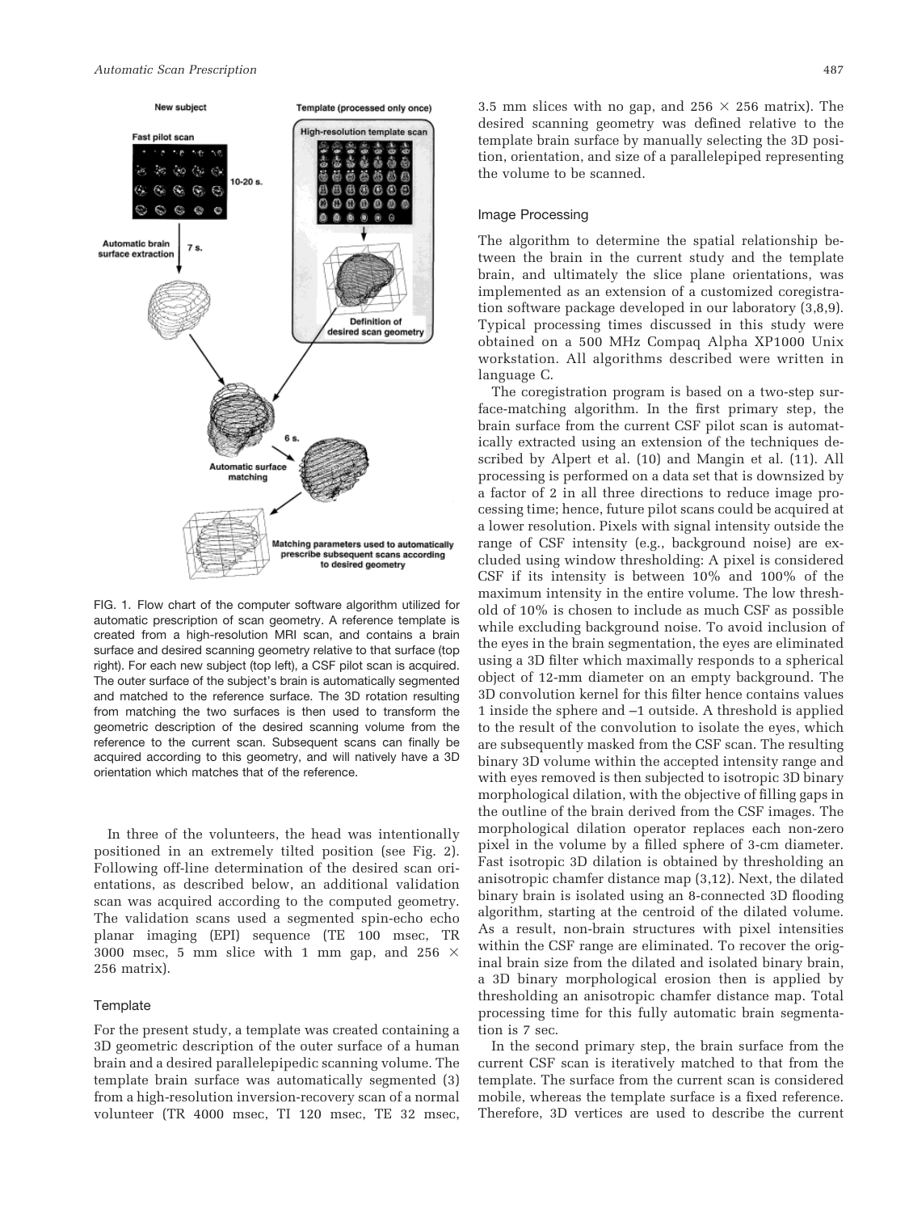FIG. 1. Flow chart of the computer software algorithm utilized for automatic prescription of scan geometry. A reference template is created from a high-resolution MRI scan, and contains a brain surface and desired scanning geometry relative to that surface (top right). For each new subject (top left), a CSF pilot scan is acquired. The outer surface of the subject's brain is automatically segmented and matched to the reference surface. The 3D rotation resulting from matching the two surfaces is then used to transform the geometric description of the desired scanning volume from the reference to the current scan. Subsequent scans can finally be acquired according to this geometry, and will natively have a 3D orientation which matches that of the reference.

In three of the volunteers, the head was intentionally positioned in an extremely tilted position (see Fig. 2). Following off-line determination of the desired scan orientations, as described below, an additional validation scan was acquired according to the computed geometry. The validation scans used a segmented spin-echo echo planar imaging (EPI) sequence (TE 100 msec, TR 3000 msec, 5 mm slice with 1 mm gap, and 256 × 256 matrix).

### Template

For the present study, a template was created containing a 3D geometric description of the outer surface of a human brain and a desired parallelepipedic scanning volume. The template brain surface was automatically segmented (3) from a high-resolution inversion-recovery scan of a normal volunteer (TR 4000 msec, TI 120 msec, TE 32 msec, 3.5 mm slices with no gap, and 256 × 256 matrix). The desired scanning geometry was defined relative to the template brain surface by manually selecting the 3D position, orientation, and size of a parallelepiped representing the volume to be scanned.

### Image Processing

The algorithm to determine the spatial relationship between the brain in the current study and the template brain, and ultimately the slice plane orientations, was implemented as an extension of a customized coregistration software package developed in our laboratory (3,8,9). Typical processing times discussed in this study were obtained on a 500 MHz Compaq Alpha XP1000 Unix workstation. All algorithms described were written in language C.

The coregistration program is based on a two-step surface-matching algorithm. In the first primary step, the brain surface from the current CSF pilot scan is automatically extracted using an extension of the techniques described by Alpert et al. (10) and Mangin et al. (11). All processing is performed on a data set that is downsized by a factor of 2 in all three directions to reduce image processing time; hence, future pilot scans could be acquired at a lower resolution. Pixels with signal intensity outside the range of CSF intensity (e.g., background noise) are excluded using window thresholding: A pixel is considered CSF if its intensity is between 10% and 100% of the maximum intensity in the entire volume. The low threshold of 10% is chosen to include as much CSF as possible while excluding background noise. To avoid inclusion of the eyes in the brain segmentation, the eyes are eliminated using a 3D filter which maximally responds to a spherical object of 12-mm diameter on an empty background. The 3D convolution kernel for this filter hence contains values 1 inside the sphere and –1 outside. A threshold is applied to the result of the convolution to isolate the eyes, which are subsequently masked from the CSF scan. The resulting binary 3D volume within the accepted intensity range and with eyes removed is then subjected to isotropic 3D binary morphological dilation, with the objective of filling gaps in the outline of the brain derived from the CSF images. The morphological dilation operator replaces each non-zero pixel in the volume by a filled sphere of 3-cm diameter. Fast isotropic 3D dilation is obtained by thresholding an anisotropic chamfer distance map (3,12). Next, the dilated binary brain is isolated using an 8-connected 3D flooding algorithm, starting at the centroid of the dilated volume. As a result, non-brain structures with pixel intensities within the CSF range are eliminated. To recover the original brain size from the dilated and isolated binary brain, a 3D binary morphological erosion then is applied by thresholding an anisotropic chamfer distance map. Total processing time for this fully automatic brain segmentation is 7 sec.

In the second primary step, the brain surface from the current CSF scan is iteratively matched to that from the template. The surface from the current scan is considered mobile, whereas the template surface is a fixed reference. Therefore, 3D vertices are used to describe the current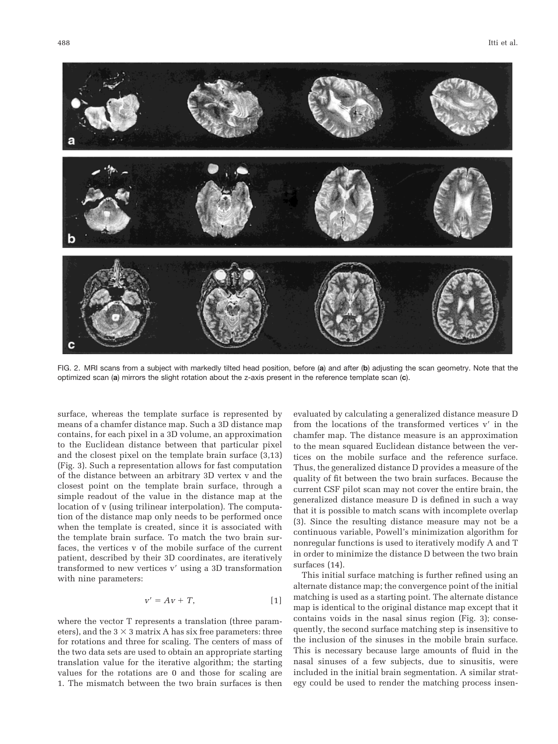FIG. 2. MRI scans from a subject with markedly tilted head position, before (**a**) and after (**b**) adjusting the scan geometry. Note that the optimized scan (**a**) mirrors the slight rotation about the z-axis present in the reference template scan (**c**).

surface, whereas the template surface is represented by means of a chamfer distance map. Such a 3D distance map contains, for each pixel in a 3D volume, an approximation to the Euclidean distance between that particular pixel and the closest pixel on the template brain surface (3,13) (Fig. 3). Such a representation allows for fast computation of the distance between an arbitrary 3D vertex v and the closest point on the template brain surface, through a simple readout of the value in the distance map at the location of v (using trilinear interpolation). The computation of the distance map only needs to be performed once when the template is created, since it is associated with the template brain surface. To match the two brain surfaces, the vertices v of the mobile surface of the current patient, described by their 3D coordinates, are iteratively transformed to new vertices v′ using a 3D transformation with nine parameters:

$$v' = Av + T, \qquad [1]$$

where the vector T represents a translation (three parameters), and the $3 \times 3$ matrix A has six free parameters: three for rotations and three for scaling. The centers of mass of the two data sets are used to obtain an appropriate starting translation value for the iterative algorithm; the starting values for the rotations are 0 and those for scaling are 1. The mismatch between the two brain surfaces is then evaluated by calculating a generalized distance measure D from the locations of the transformed vertices v′ in the chamfer map. The distance measure is an approximation to the mean squared Euclidean distance between the vertices on the mobile surface and the reference surface. Thus, the generalized distance D provides a measure of the quality of fit between the two brain surfaces. Because the current CSF pilot scan may not cover the entire brain, the generalized distance measure D is defined in such a way that it is possible to match scans with incomplete overlap (3). Since the resulting distance measure may not be a continuous variable, Powell's minimization algorithm for nonregular functions is used to iteratively modify A and T in order to minimize the distance D between the two brain surfaces (14).

This initial surface matching is further refined using an alternate distance map; the convergence point of the initial matching is used as a starting point. The alternate distance map is identical to the original distance map except that it contains voids in the nasal sinus region (Fig. 3); consequently, the second surface matching step is insensitive to the inclusion of the sinuses in the mobile brain surface. This is necessary because large amounts of fluid in the nasal sinuses of a few subjects, due to sinusitis, were included in the initial brain segmentation. A similar strategy could be used to render the matching process insen-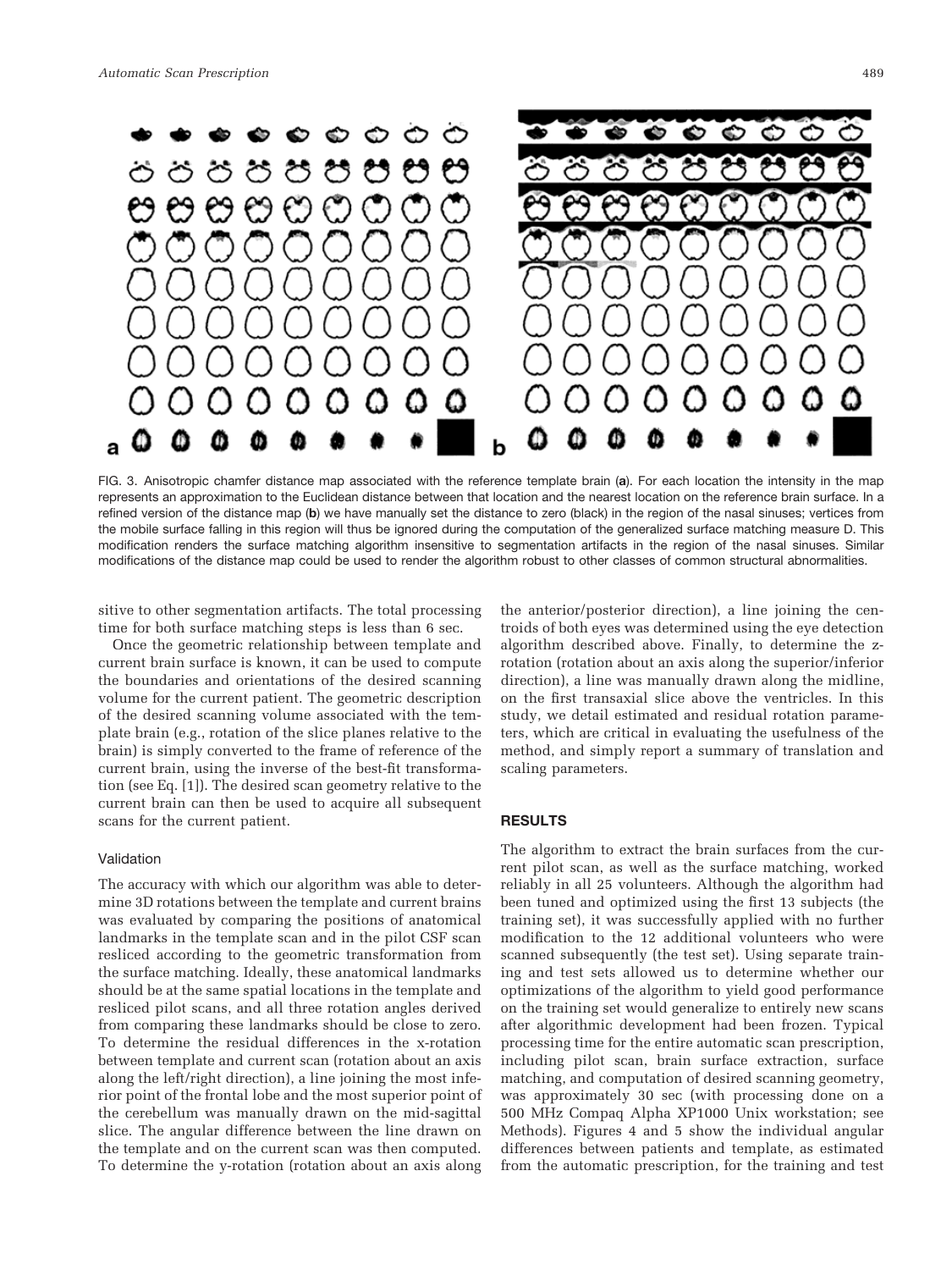FIG. 3. Anisotropic chamfer distance map associated with the reference template brain (**a**). For each location the intensity in the map represents an approximation to the Euclidean distance between that location and the nearest location on the reference brain surface. In a refined version of the distance map (**b**) we have manually set the distance to zero (black) in the region of the nasal sinuses; vertices from the mobile surface falling in this region will thus be ignored during the computation of the generalized surface matching measure D. This modification renders the surface matching algorithm insensitive to segmentation artifacts in the region of the nasal sinuses. Similar modifications of the distance map could be used to render the algorithm robust to other classes of common structural abnormalities.

sitive to other segmentation artifacts. The total processing time for both surface matching steps is less than 6 sec.

Once the geometric relationship between template and current brain surface is known, it can be used to compute the boundaries and orientations of the desired scanning volume for the current patient. The geometric description of the desired scanning volume associated with the template brain (e.g., rotation of the slice planes relative to the brain) is simply converted to the frame of reference of the current brain, using the inverse of the best-fit transformation (see Eq. [1]). The desired scan geometry relative to the current brain can then be used to acquire all subsequent scans for the current patient.

### Validation

The accuracy with which our algorithm was able to determine 3D rotations between the template and current brains was evaluated by comparing the positions of anatomical landmarks in the template scan and in the pilot CSF scan resliced according to the geometric transformation from the surface matching. Ideally, these anatomical landmarks should be at the same spatial locations in the template and resliced pilot scans, and all three rotation angles derived from comparing these landmarks should be close to zero. To determine the residual differences in the x-rotation between template and current scan (rotation about an axis along the left/right direction), a line joining the most inferior point of the frontal lobe and the most superior point of the cerebellum was manually drawn on the mid-sagittal slice. The angular difference between the line drawn on the template and on the current scan was then computed. To determine the y-rotation (rotation about an axis along the anterior/posterior direction), a line joining the centroids of both eyes was determined using the eye detection algorithm described above. Finally, to determine the z-rotation (rotation about an axis along the superior/inferior direction), a line was manually drawn along the midline, on the first transaxial slice above the ventricles. In this study, we detail estimated and residual rotation parameters, which are critical in evaluating the usefulness of the method, and simply report a summary of translation and scaling parameters.

## RESULTS

The algorithm to extract the brain surfaces from the current pilot scan, as well as the surface matching, worked reliably in all 25 volunteers. Although the algorithm had been tuned and optimized using the first 13 subjects (the training set), it was successfully applied with no further modification to the 12 additional volunteers who were scanned subsequently (the test set). Using separate training and test sets allowed us to determine whether our optimizations of the algorithm to yield good performance on the training set would generalize to entirely new scans after algorithmic development had been frozen. Typical processing time for the entire automatic scan prescription, including pilot scan, brain surface extraction, surface matching, and computation of desired scanning geometry, was approximately 30 sec (with processing done on a 500 MHz Compaq Alpha XP1000 Unix workstation; see Methods). Figures 4 and 5 show the individual angular differences between patients and template, as estimated from the automatic prescription, for the training and test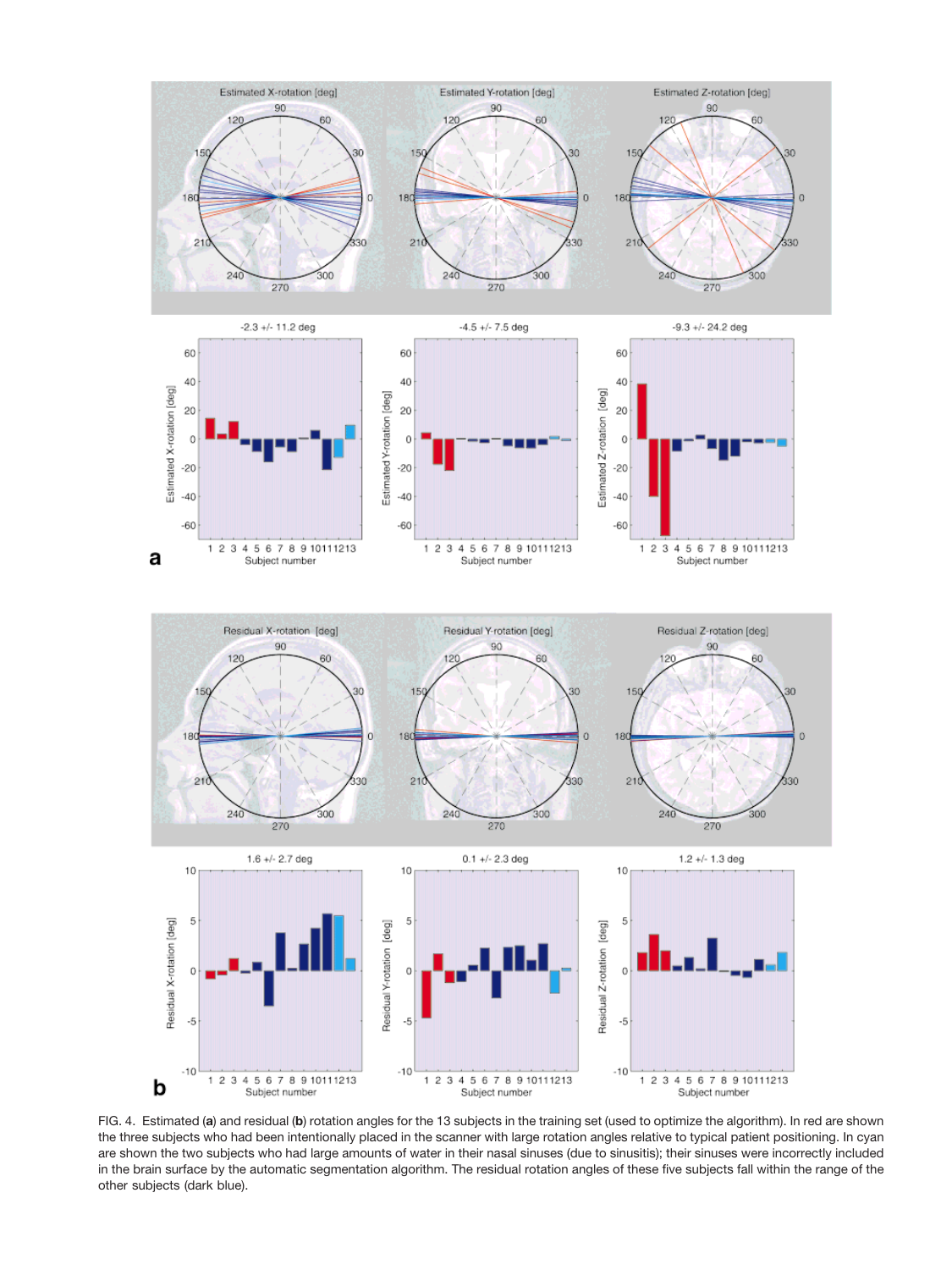FIG. 4. Estimated (**a**) and residual (**b**) rotation angles for the 13 subjects in the training set (used to optimize the algorithm). In red are shown the three subjects who had been intentionally placed in the scanner with large rotation angles relative to typical patient positioning. In cyan are shown the two subjects who had large amounts of water in their nasal sinuses (due to sinusitis); their sinuses were incorrectly included in the brain surface by the automatic segmentation algorithm. The residual rotation angles of these five subjects fall within the range of the other subjects (dark blue).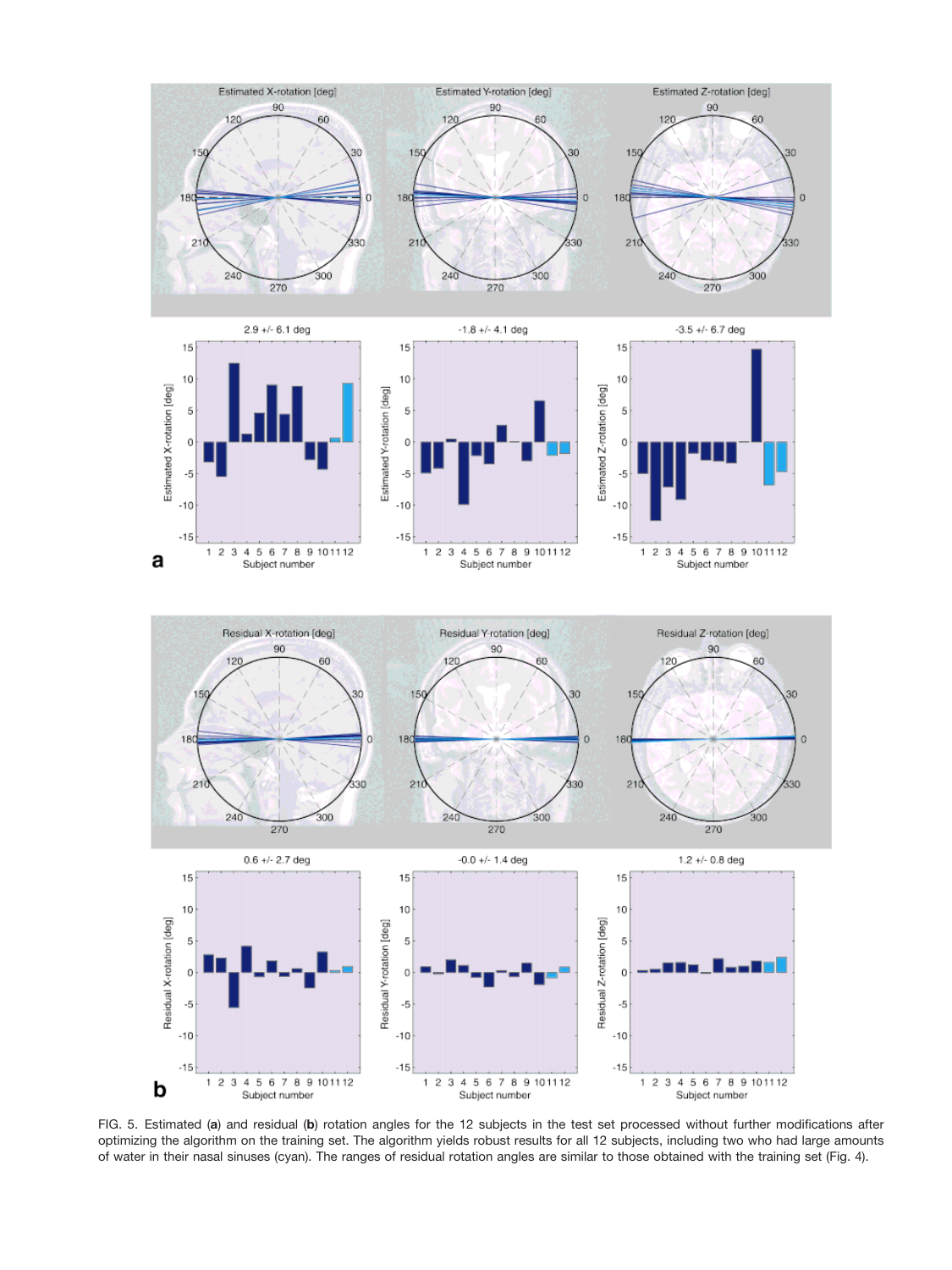FIG. 5. Estimated (**a**) and residual (**b**) rotation angles for the 12 subjects in the test set processed without further modifications after optimizing the algorithm on the training set. The algorithm yields robust results for all 12 subjects, including two who had large amounts of water in their nasal sinuses (cyan). The ranges of residual rotation angles are similar to those obtained with the training set (Fig. 4).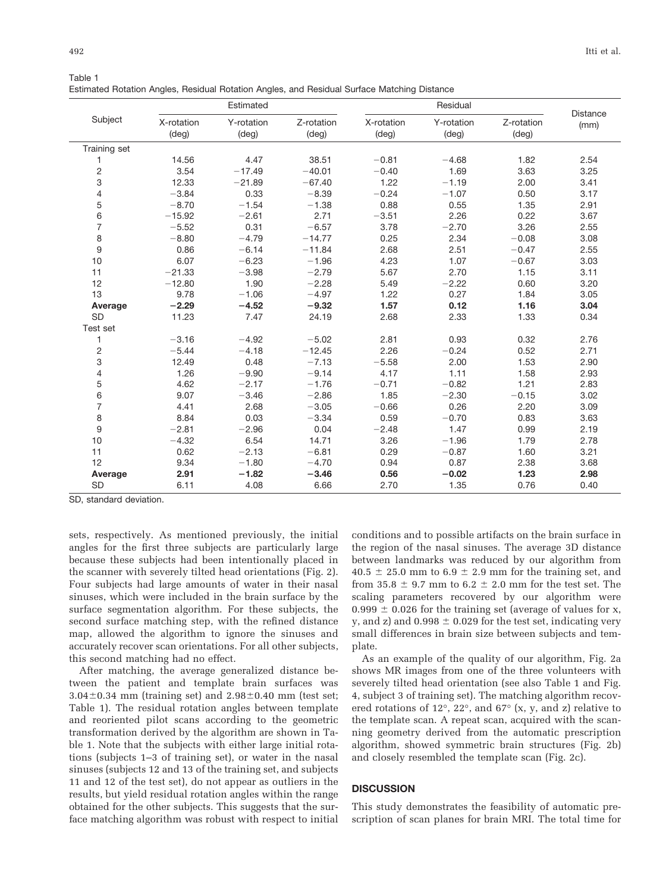Table 1
Estimated Rotation Angles, Residual Rotation Angles, and Residual Surface Matching Distance

| Subject | Estimated | | | Residual | | | Distance (mm) |
|---|---|---|---|---|---|---|---|
| | X-rotation (deg) | Y-rotation (deg) | Z-rotation (deg) | X-rotation (deg) | Y-rotation (deg) | Z-rotation (deg) | |
| Training set | | | | | | | |
| 1 | 14.56 | 4.47 | 38.51 | −0.81 | −4.68 | 1.82 | 2.54 |
| 2 | 3.54 | −17.49 | −40.01 | −0.40 | 1.69 | 3.63 | 3.25 |
| 3 | 12.33 | −21.89 | −67.40 | 1.22 | −1.19 | 2.00 | 3.41 |
| 4 | −3.84 | 0.33 | −8.39 | −0.24 | −1.07 | 0.50 | 3.17 |
| 5 | −8.70 | −1.54 | −1.38 | 0.88 | 0.55 | 1.35 | 2.91 |
| 6 | −15.92 | −2.61 | 2.71 | −3.51 | 2.26 | 0.22 | 3.67 |
| 7 | −5.52 | 0.31 | −6.57 | 3.78 | −2.70 | 3.26 | 2.55 |
| 8 | −8.80 | −4.79 | −14.77 | 0.25 | 2.34 | −0.08 | 3.08 |
| 9 | 0.86 | −6.14 | −11.84 | 2.68 | 2.51 | −0.47 | 2.55 |
| 10 | 6.07 | −6.23 | −1.96 | 4.23 | 1.07 | −0.67 | 3.03 |
| 11 | −21.33 | −3.98 | −2.79 | 5.67 | 2.70 | 1.15 | 3.11 |
| 12 | −12.80 | 1.90 | −2.28 | 5.49 | −2.22 | 0.60 | 3.20 |
| 13 | 9.78 | −1.06 | −4.97 | 1.22 | 0.27 | 1.84 | 3.05 |
| **Average** | **−2.29** | **−4.52** | **−9.32** | **1.57** | **0.12** | **1.16** | **3.04** |
| SD | 11.23 | 7.47 | 24.19 | 2.68 | 2.33 | 1.33 | 0.34 |
| Test set | | | | | | | |
| 1 | −3.16 | −4.92 | −5.02 | 2.81 | 0.93 | 0.32 | 2.76 |
| 2 | −5.44 | −4.18 | −12.45 | 2.26 | −0.24 | 0.52 | 2.71 |
| 3 | 12.49 | 0.48 | −7.13 | −5.58 | 2.00 | 1.53 | 2.90 |
| 4 | 1.26 | −9.90 | −9.14 | 4.17 | 1.11 | 1.58 | 2.93 |
| 5 | 4.62 | −2.17 | −1.76 | −0.71 | −0.82 | 1.21 | 2.83 |
| 6 | 9.07 | −3.46 | −2.86 | 1.85 | −2.30 | −0.15 | 3.02 |
| 7 | 4.41 | 2.68 | −3.05 | −0.66 | 0.26 | 2.20 | 3.09 |
| 8 | 8.84 | 0.03 | −3.34 | 0.59 | −0.70 | 0.83 | 3.63 |
| 9 | −2.81 | −2.96 | 0.04 | −2.48 | 1.47 | 0.99 | 2.19 |
| 10 | −4.32 | 6.54 | 14.71 | 3.26 | −1.96 | 1.79 | 2.78 |
| 11 | 0.62 | −2.13 | −6.81 | 0.29 | −0.87 | 1.60 | 3.21 |
| 12 | 9.34 | −1.80 | −4.70 | 0.94 | 0.87 | 2.38 | 3.68 |
| **Average** | **2.91** | **−1.82** | **−3.46** | **0.56** | **−0.02** | **1.23** | **2.98** |
| SD | 6.11 | 4.08 | 6.66 | 2.70 | 1.35 | 0.76 | 0.40 |

SD, standard deviation.

sets, respectively. As mentioned previously, the initial angles for the first three subjects are particularly large because these subjects had been intentionally placed in the scanner with severely tilted head orientations (Fig. 2). Four subjects had large amounts of water in their nasal sinuses, which were included in the brain surface by the surface segmentation algorithm. For these subjects, the second surface matching step, with the refined distance map, allowed the algorithm to ignore the sinuses and accurately recover scan orientations. For all other subjects, this second matching had no effect.

After matching, the average generalized distance between the patient and template brain surfaces was $3.04 \pm 0.34$ mm (training set) and $2.98 \pm 0.40$ mm (test set; Table 1). The residual rotation angles between template and reoriented pilot scans according to the geometric transformation derived by the algorithm are shown in Table 1. Note that the subjects with either large initial rotations (subjects 1–3 of training set), or water in the nasal sinuses (subjects 12 and 13 of the training set, and subjects 11 and 12 of the test set), do not appear as outliers in the results, but yield residual rotation angles within the range obtained for the other subjects. This suggests that the surface matching algorithm was robust with respect to initial conditions and to possible artifacts on the brain surface in the region of the nasal sinuses. The average 3D distance between landmarks was reduced by our algorithm from $40.5 \pm 25.0$ mm to $6.9 \pm 2.9$ mm for the training set, and from $35.8 \pm 9.7$ mm to $6.2 \pm 2.0$ mm for the test set. The scaling parameters recovered by our algorithm were $0.999 \pm 0.026$ for the training set (average of values for x, y, and z) and $0.998 \pm 0.029$ for the test set, indicating very small differences in brain size between subjects and template.

As an example of the quality of our algorithm, Fig. 2a shows MR images from one of the three volunteers with severely tilted head orientation (see also Table 1 and Fig. 4, subject 3 of training set). The matching algorithm recovered rotations of 12°, 22°, and 67° (x, y, and z) relative to the template scan. A repeat scan, acquired with the scanning geometry derived from the automatic prescription algorithm, showed symmetric brain structures (Fig. 2b) and closely resembled the template scan (Fig. 2c).

## DISCUSSION

This study demonstrates the feasibility of automatic prescription of scan planes for brain MRI. The total time for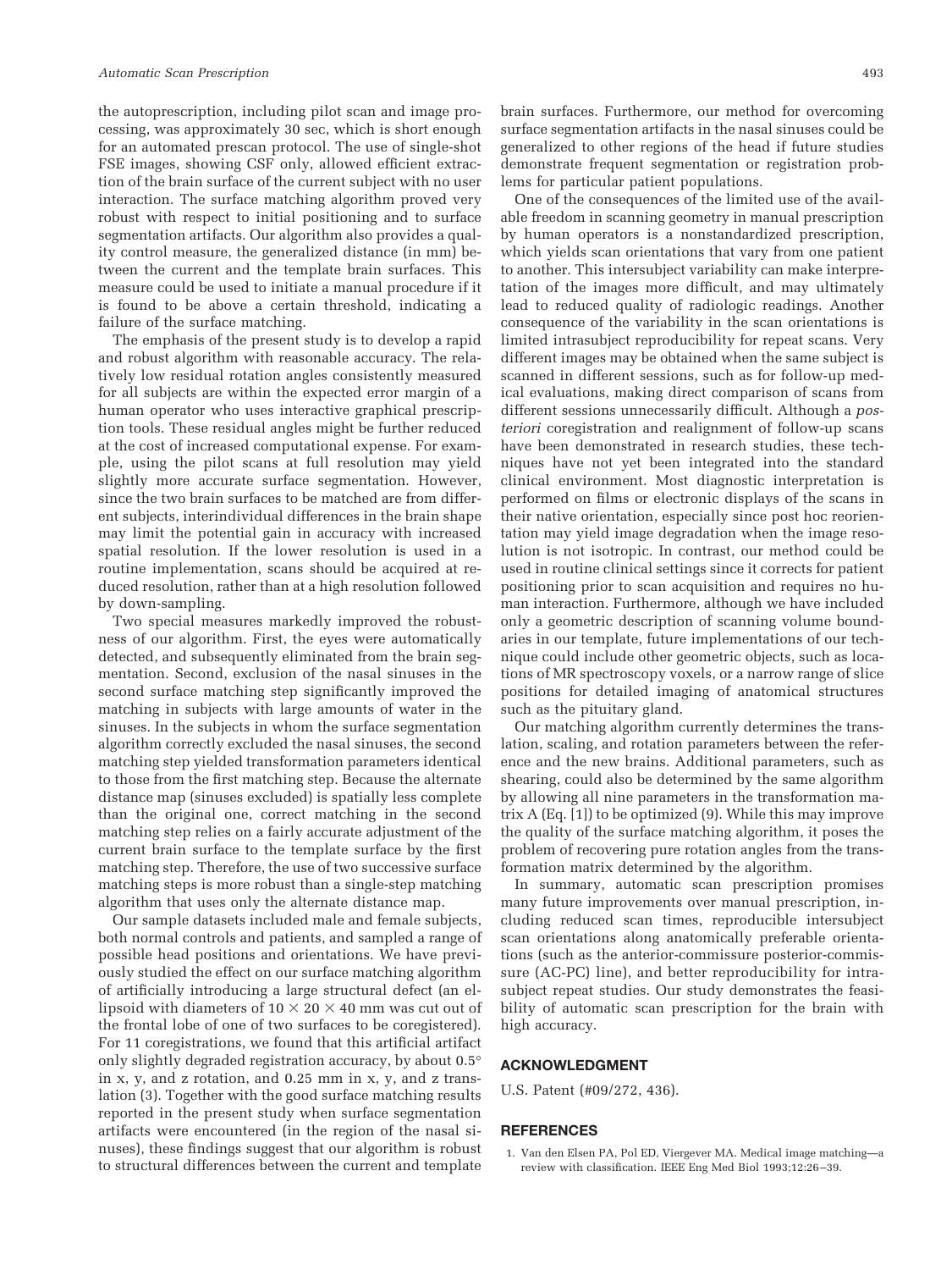the autoprescription, including pilot scan and image processing, was approximately 30 sec, which is short enough for an automated prescan protocol. The use of single-shot FSE images, showing CSF only, allowed efficient extraction of the brain surface of the current subject with no user interaction. The surface matching algorithm proved very robust with respect to initial positioning and to surface segmentation artifacts. Our algorithm also provides a quality control measure, the generalized distance (in mm) between the current and the template brain surfaces. This measure could be used to initiate a manual procedure if it is found to be above a certain threshold, indicating a failure of the surface matching.

The emphasis of the present study is to develop a rapid and robust algorithm with reasonable accuracy. The relatively low residual rotation angles consistently measured for all subjects are within the expected error margin of a human operator who uses interactive graphical prescription tools. These residual angles might be further reduced at the cost of increased computational expense. For example, using the pilot scans at full resolution may yield slightly more accurate surface segmentation. However, since the two brain surfaces to be matched are from different subjects, interindividual differences in the brain shape may limit the potential gain in accuracy with increased spatial resolution. If the lower resolution is used in a routine implementation, scans should be acquired at reduced resolution, rather than at a high resolution followed by down-sampling.

Two special measures markedly improved the robustness of our algorithm. First, the eyes were automatically detected, and subsequently eliminated from the brain segmentation. Second, exclusion of the nasal sinuses in the second surface matching step significantly improved the matching in subjects with large amounts of water in the sinuses. In the subjects in whom the surface segmentation algorithm correctly excluded the nasal sinuses, the second matching step yielded transformation parameters identical to those from the first matching step. Because the alternate distance map (sinuses excluded) is spatially less complete than the original one, correct matching in the second matching step relies on a fairly accurate adjustment of the current brain surface to the template surface by the first matching step. Therefore, the use of two successive surface matching steps is more robust than a single-step matching algorithm that uses only the alternate distance map.

Our sample datasets included male and female subjects, both normal controls and patients, and sampled a range of possible head positions and orientations. We have previously studied the effect on our surface matching algorithm of artificially introducing a large structural defect (an ellipsoid with diameters of $10 \times 20 \times 40$ mm was cut out of the frontal lobe of one of two surfaces to be coregistered). For 11 coregistrations, we found that this artificial artifact only slightly degraded registration accuracy, by about 0.5° in x, y, and z rotation, and 0.25 mm in x, y, and z translation (3). Together with the good surface matching results reported in the present study when surface segmentation artifacts were encountered (in the region of the nasal sinuses), these findings suggest that our algorithm is robust to structural differences between the current and template brain surfaces. Furthermore, our method for overcoming surface segmentation artifacts in the nasal sinuses could be generalized to other regions of the head if future studies demonstrate frequent segmentation or registration problems for particular patient populations.

One of the consequences of the limited use of the available freedom in scanning geometry in manual prescription by human operators is a nonstandardized prescription, which yields scan orientations that vary from one patient to another. This intersubject variability can make interpretation of the images more difficult, and may ultimately lead to reduced quality of radiologic readings. Another consequence of the variability in the scan orientations is limited intrasubject reproducibility for repeat scans. Very different images may be obtained when the same subject is scanned in different sessions, such as for follow-up medical evaluations, making direct comparison of scans from different sessions unnecessarily difficult. Although a *posteriori* coregistration and realignment of follow-up scans have been demonstrated in research studies, these techniques have not yet been integrated into the standard clinical environment. Most diagnostic interpretation is performed on films or electronic displays of the scans in their native orientation, especially since post hoc reorientation may yield image degradation when the image resolution is not isotropic. In contrast, our method could be used in routine clinical settings since it corrects for patient positioning prior to scan acquisition and requires no human interaction. Furthermore, although we have included only a geometric description of scanning volume boundaries in our template, future implementations of our technique could include other geometric objects, such as locations of MR spectroscopy voxels, or a narrow range of slice positions for detailed imaging of anatomical structures such as the pituitary gland.

Our matching algorithm currently determines the translation, scaling, and rotation parameters between the reference and the new brains. Additional parameters, such as shearing, could also be determined by the same algorithm by allowing all nine parameters in the transformation matrix A (Eq. [1]) to be optimized (9). While this may improve the quality of the surface matching algorithm, it poses the problem of recovering pure rotation angles from the transformation matrix determined by the algorithm.

In summary, automatic scan prescription promises many future improvements over manual prescription, including reduced scan times, reproducible intersubject scan orientations along anatomically preferable orientations (such as the anterior-commissure posterior-commissure (AC-PC) line), and better reproducibility for intrasubject repeat studies. Our study demonstrates the feasibility of automatic scan prescription for the brain with high accuracy.

## ACKNOWLEDGMENT

U.S. Patent (#09/272, 436).

## REFERENCES

1. Van den Elsen PA, Pol ED, Viergever MA. Medical image matching—a review with classification. IEEE Eng Med Biol 1993;12:26–39.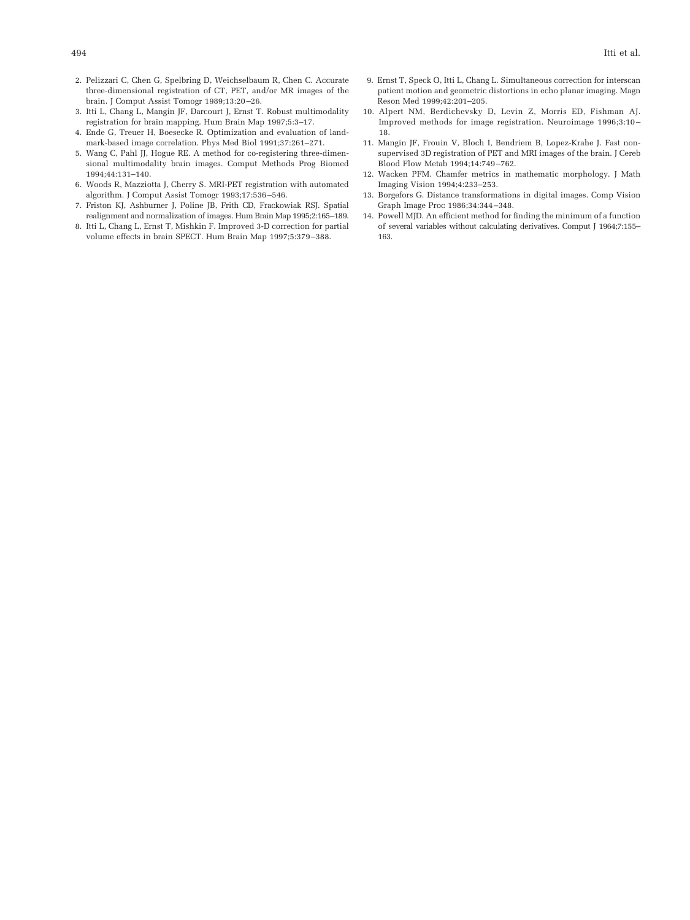2. Pelizzari C, Chen G, Spelbring D, Weichselbaum R, Chen C. Accurate three-dimensional registration of CT, PET, and/or MR images of the brain. J Comput Assist Tomogr 1989;13:20–26.
3. Itti L, Chang L, Mangin JF, Darcourt J, Ernst T. Robust multimodality registration for brain mapping. Hum Brain Map 1997;5:3–17.
4. Ende G, Treuer H, Boesecke R. Optimization and evaluation of landmark-based image correlation. Phys Med Biol 1991;37:261–271.
5. Wang C, Pahl JJ, Hogue RE. A method for co-registering three-dimensional multimodality brain images. Comput Methods Prog Biomed 1994;44:131–140.
6. Woods R, Mazziotta J, Cherry S. MRI-PET registration with automated algorithm. J Comput Assist Tomogr 1993;17:536–546.
7. Friston KJ, Ashburner J, Poline JB, Frith CD, Frackowiak RSJ. Spatial realignment and normalization of images. Hum Brain Map 1995;2:165–189.
8. Itti L, Chang L, Ernst T, Mishkin F. Improved 3-D correction for partial volume effects in brain SPECT. Hum Brain Map 1997;5:379–388.
9. Ernst T, Speck O, Itti L, Chang L. Simultaneous correction for interscan patient motion and geometric distortions in echo planar imaging. Magn Reson Med 1999;42:201–205.
10. Alpert NM, Berdichevsky D, Levin Z, Morris ED, Fishman AJ. Improved methods for image registration. Neuroimage 1996;3:10–18.
11. Mangin JF, Frouin V, Bloch I, Bendriem B, Lopez-Krahe J. Fast nonsupervised 3D registration of PET and MRI images of the brain. J Cereb Blood Flow Metab 1994;14:749–762.
12. Wacken PFM. Chamfer metrics in mathematic morphology. J Math Imaging Vision 1994;4:233–253.
13. Borgefors G. Distance transformations in digital images. Comp Vision Graph Image Proc 1986;34:344–348.
14. Powell MJD. An efficient method for finding the minimum of a function of several variables without calculating derivatives. Comput J 1964;7:155–163.